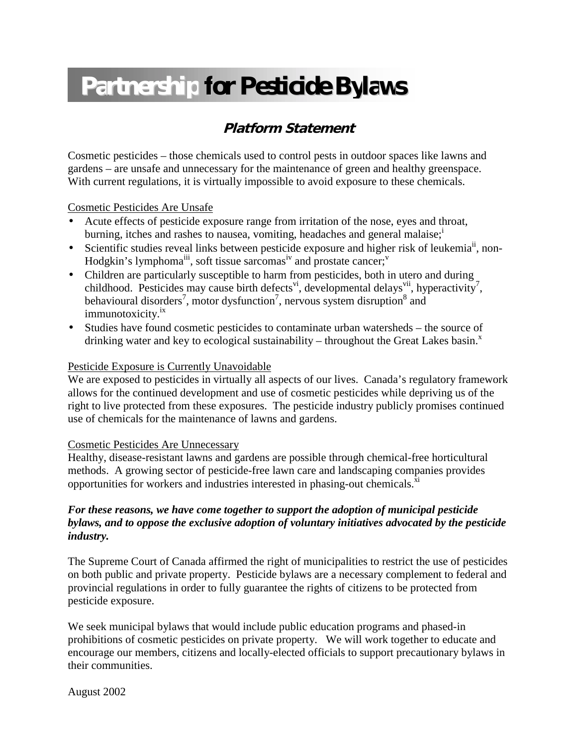# Partnership for Pesticide Bylaws

## Platform Statement

Cosmetic pesticides – those chemicals used to control pests in outdoor spaces like lawns and gardens – are unsafe and unnecessary for the maintenance of green and healthy greenspace. With current regulations, it is virtually impossible to avoid exposure to these chemicals.

Cosmetic Pesticides Are Unsafe

- Acute effects of pesticide exposure range from irritation of the nose, eyes and throat, burning, itches and rashes to nausea, vomiting, headaches and general malaise;[i]
- Scientific studies reveal links between pesticide exposure and higher risk of leukemia[ii], non-Hodgkin's lymphoma[iii], soft tissue sarcomas[iv] and prostate cancer;[v]
- Children are particularly susceptible to harm from pesticides, both in utero and during childhood. Pesticides may cause birth defects[vi], developmental delays[vii], hyperactivity[7], behavioural disorders[7], motor dysfunction[7], nervous system disruption[8] and immunotoxicity.[ix]
- Studies have found cosmetic pesticides to contaminate urban watersheds – the source of drinking water and key to ecological sustainability – throughout the Great Lakes basin.[x]

Pesticide Exposure is Currently Unavoidable

We are exposed to pesticides in virtually all aspects of our lives. Canada's regulatory framework allows for the continued development and use of cosmetic pesticides while depriving us of the right to live protected from these exposures. The pesticide industry publicly promises continued use of chemicals for the maintenance of lawns and gardens.

Cosmetic Pesticides Are Unnecessary

Healthy, disease-resistant lawns and gardens are possible through chemical-free horticultural methods. A growing sector of pesticide-free lawn care and landscaping companies provides opportunities for workers and industries interested in phasing-out chemicals.[xi]

***For these reasons, we have come together to support the adoption of municipal pesticide bylaws, and to oppose the exclusive adoption of voluntary initiatives advocated by the pesticide industry.***

The Supreme Court of Canada affirmed the right of municipalities to restrict the use of pesticides on both public and private property. Pesticide bylaws are a necessary complement to federal and provincial regulations in order to fully guarantee the rights of citizens to be protected from pesticide exposure.

We seek municipal bylaws that would include public education programs and phased-in prohibitions of cosmetic pesticides on private property. We will work together to educate and encourage our members, citizens and locally-elected officials to support precautionary bylaws in their communities.

August 2002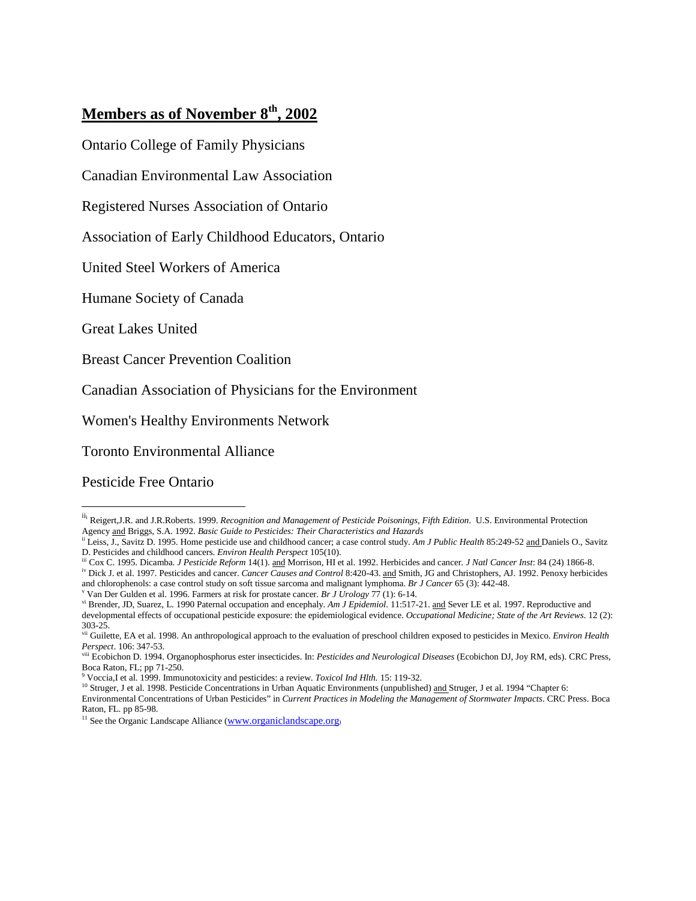## Members as of November 8th, 2002

Ontario College of Family Physicians

Canadian Environmental Law Association

Registered Nurses Association of Ontario

Association of Early Childhood Educators, Ontario

United Steel Workers of America

Humane Society of Canada

Great Lakes United

Breast Cancer Prevention Coalition

Canadian Association of Physicians for the Environment

Women's Healthy Environments Network

Toronto Environmental Alliance

Pesticide Free Ontario

---

[ii] Reigert,J.R. and J.R.Roberts. 1999. *Recognition and Management of Pesticide Poisonings, Fifth Edition*. U.S. Environmental Protection Agency and Briggs, S.A. 1992. *Basic Guide to Pesticides: Their Characteristics and Hazards*

[ii] Leiss, J., Savitz D. 1995. Home pesticide use and childhood cancer; a case control study. *Am J Public Health* 85:249-52 and Daniels O., Savitz D. Pesticides and childhood cancers. *Environ Health Perspect* 105(10).

[iii] Cox C. 1995. Dicamba. *J Pesticide Reform* 14(1). and Morrison, HI et al. 1992. Herbicides and cancer. *J Natl Cancer Inst*: 84 (24) 1866-8.

[iv] Dick J. et al. 1997. Pesticides and cancer. *Cancer Causes and Control* 8:420-43. and Smith, JG and Christophers, AJ. 1992. Penoxy herbicides and chlorophenols: a case control study on soft tissue sarcoma and malignant lymphoma. *Br J Cancer* 65 (3): 442-48.

[v] Van Der Gulden et al. 1996. Farmers at risk for prostate cancer. *Br J Urology* 77 (1): 6-14.

[vi] Brender, JD, Suarez, L. 1990 Paternal occupation and encephaly. *Am J Epidemiol*. 11:517-21. and Sever LE et al. 1997. Reproductive and developmental effects of occupational pesticide exposure: the epidemiological evidence. *Occupational Medicine; State of the Art Reviews*. 12 (2): 303-25.

[vii] Guilette, EA et al. 1998. An anthropological approach to the evaluation of preschool children exposed to pesticides in Mexico. *Environ Health Perspect*. 106: 347-53.

[viii] Ecobichon D. 1994. Organophosphorus ester insecticides. In: *Pesticides and Neurological Diseases* (Ecobichon DJ, Joy RM, eds). CRC Press, Boca Raton, FL; pp 71-250.

[9] Voccia,I et al. 1999. Immunotoxicity and pesticides: a review. *Toxicol Ind Hlth.* 15: 119-32.

[10] Struger, J et al. 1998. Pesticide Concentrations in Urban Aquatic Environments (unpublished) and Struger, J et al. 1994 "Chapter 6: Environmental Concentrations of Urban Pesticides" in *Current Practices in Modeling the Management of Stormwater Impacts*. CRC Press. Boca Raton, FL. pp 85-98.

[11] See the Organic Landscape Alliance (www.organiclandscape.org)